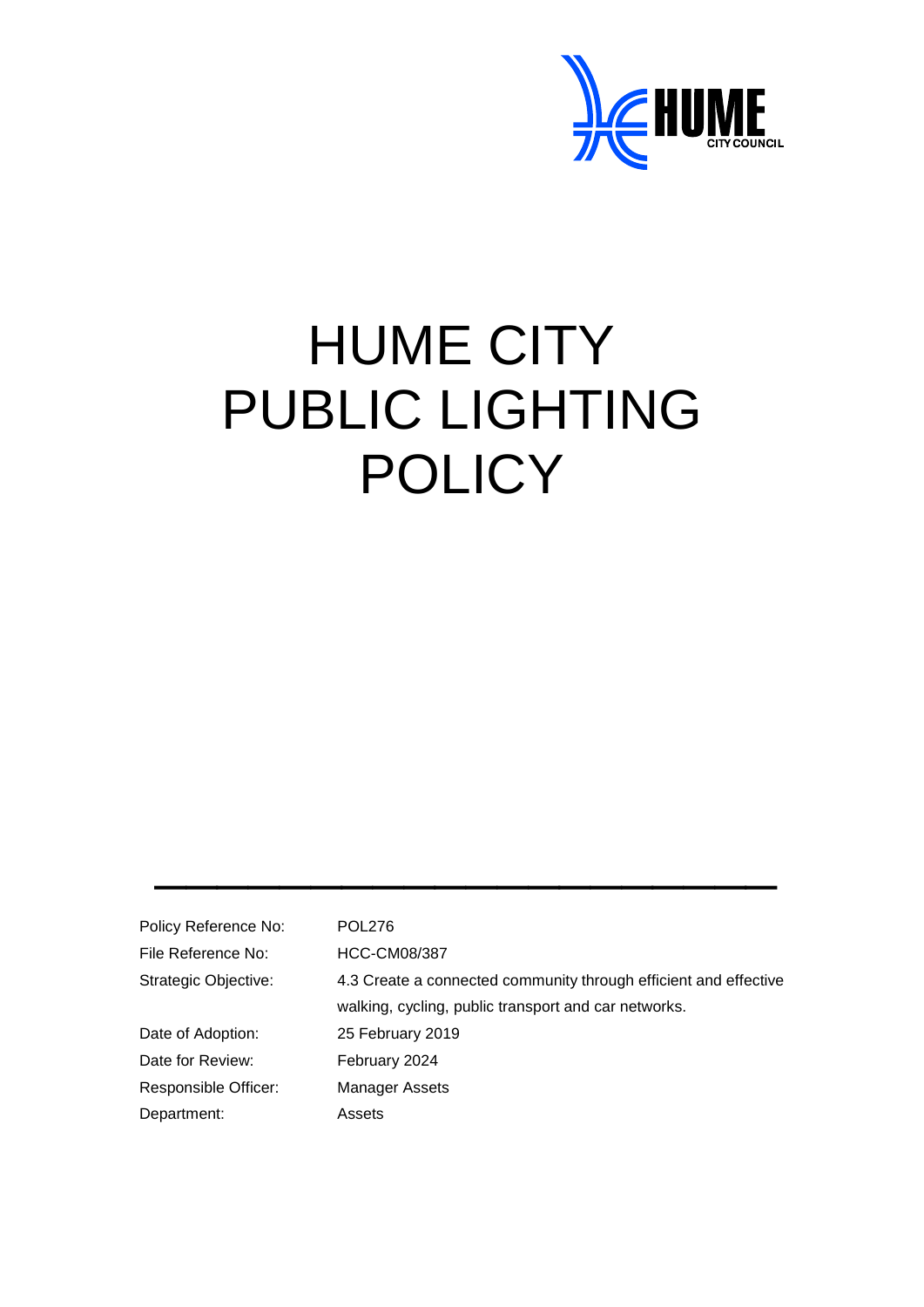# HUME CITY PUBLIC LIGHTING POLICY

| | |
|---|---|
| Policy Reference No: | POL276 |
| File Reference No: | HCC-CM08/387 |
| Strategic Objective: | 4.3 Create a connected community through efficient and effective walking, cycling, public transport and car networks. |
| Date of Adoption: | 25 February 2019 |
| Date for Review: | February 2024 |
| Responsible Officer: | Manager Assets |
| Department: | Assets |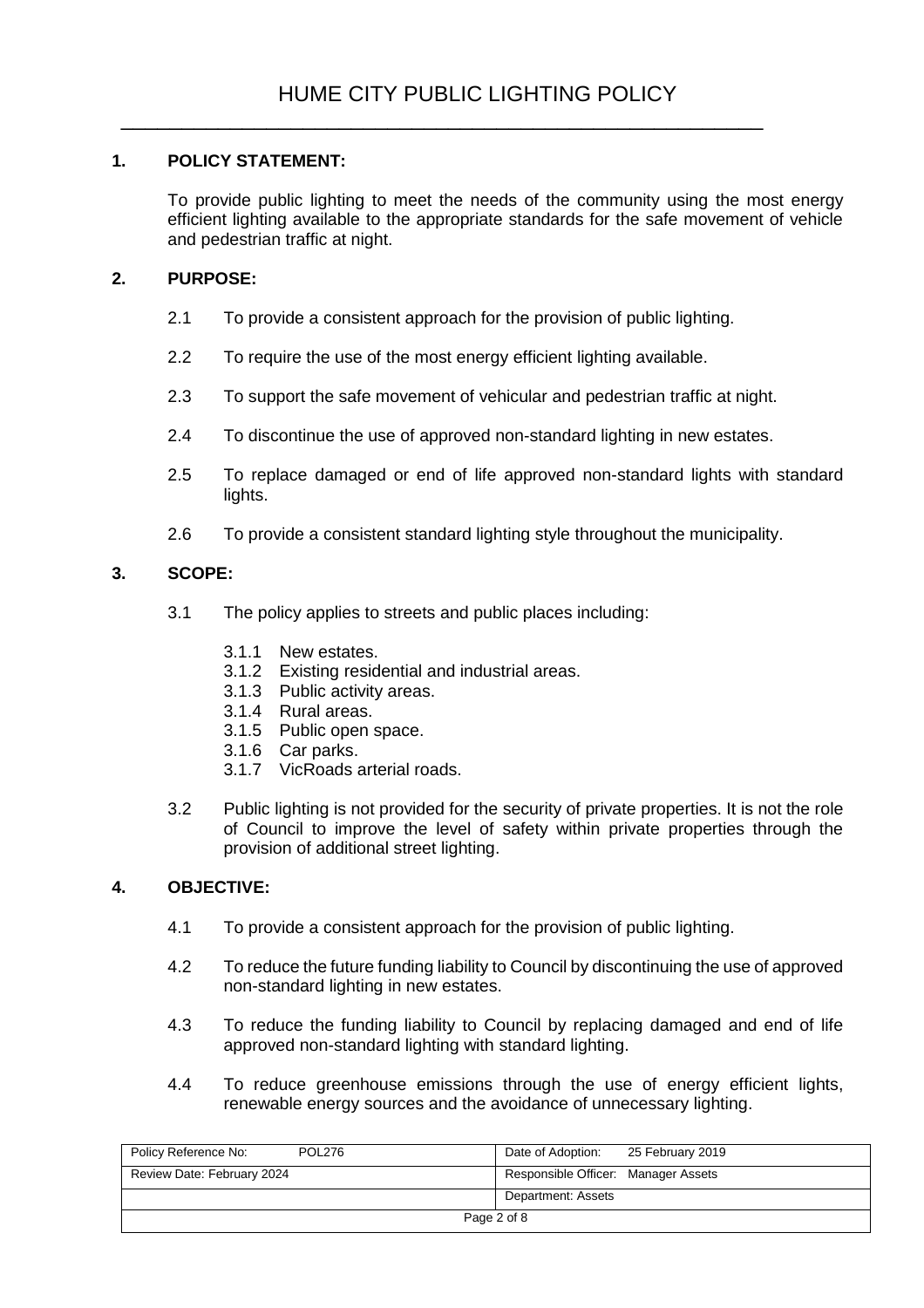# HUME CITY PUBLIC LIGHTING POLICY

## 1. POLICY STATEMENT:

To provide public lighting to meet the needs of the community using the most energy efficient lighting available to the appropriate standards for the safe movement of vehicle and pedestrian traffic at night.

## 2. PURPOSE:

2.1 To provide a consistent approach for the provision of public lighting.

2.2 To require the use of the most energy efficient lighting available.

2.3 To support the safe movement of vehicular and pedestrian traffic at night.

2.4 To discontinue the use of approved non-standard lighting in new estates.

2.5 To replace damaged or end of life approved non-standard lights with standard lights.

2.6 To provide a consistent standard lighting style throughout the municipality.

## 3. SCOPE:

3.1 The policy applies to streets and public places including:

- 3.1.1 New estates.
- 3.1.2 Existing residential and industrial areas.
- 3.1.3 Public activity areas.
- 3.1.4 Rural areas.
- 3.1.5 Public open space.
- 3.1.6 Car parks.
- 3.1.7 VicRoads arterial roads.

3.2 Public lighting is not provided for the security of private properties. It is not the role of Council to improve the level of safety within private properties through the provision of additional street lighting.

## 4. OBJECTIVE:

4.1 To provide a consistent approach for the provision of public lighting.

4.2 To reduce the future funding liability to Council by discontinuing the use of approved non-standard lighting in new estates.

4.3 To reduce the funding liability to Council by replacing damaged and end of life approved non-standard lighting with standard lighting.

4.4 To reduce greenhouse emissions through the use of energy efficient lights, renewable energy sources and the avoidance of unnecessary lighting.

| Policy Reference No: POL276 | Date of Adoption: 25 February 2019 |
|---|---|
| Review Date: February 2024 | Responsible Officer: Manager Assets |
| | Department: Assets |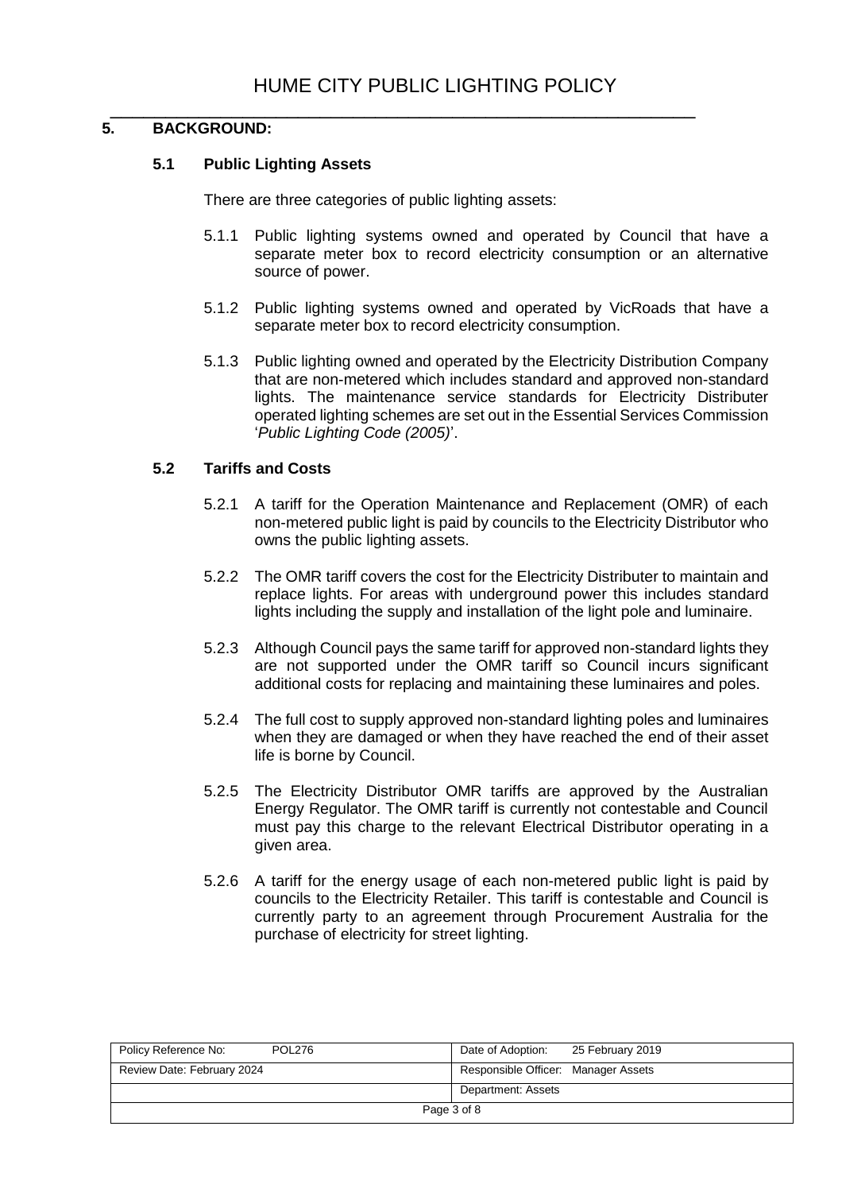## 5. BACKGROUND:

### 5.1 Public Lighting Assets

There are three categories of public lighting assets:

5.1.1 Public lighting systems owned and operated by Council that have a separate meter box to record electricity consumption or an alternative source of power.

5.1.2 Public lighting systems owned and operated by VicRoads that have a separate meter box to record electricity consumption.

5.1.3 Public lighting owned and operated by the Electricity Distribution Company that are non-metered which includes standard and approved non-standard lights. The maintenance service standards for Electricity Distributer operated lighting schemes are set out in the Essential Services Commission '*Public Lighting Code (2005)*'.

### 5.2 Tariffs and Costs

5.2.1 A tariff for the Operation Maintenance and Replacement (OMR) of each non-metered public light is paid by councils to the Electricity Distributor who owns the public lighting assets.

5.2.2 The OMR tariff covers the cost for the Electricity Distributer to maintain and replace lights. For areas with underground power this includes standard lights including the supply and installation of the light pole and luminaire.

5.2.3 Although Council pays the same tariff for approved non-standard lights they are not supported under the OMR tariff so Council incurs significant additional costs for replacing and maintaining these luminaires and poles.

5.2.4 The full cost to supply approved non-standard lighting poles and luminaires when they are damaged or when they have reached the end of their asset life is borne by Council.

5.2.5 The Electricity Distributor OMR tariffs are approved by the Australian Energy Regulator. The OMR tariff is currently not contestable and Council must pay this charge to the relevant Electrical Distributor operating in a given area.

5.2.6 A tariff for the energy usage of each non-metered public light is paid by councils to the Electricity Retailer. This tariff is contestable and Council is currently party to an agreement through Procurement Australia for the purchase of electricity for street lighting.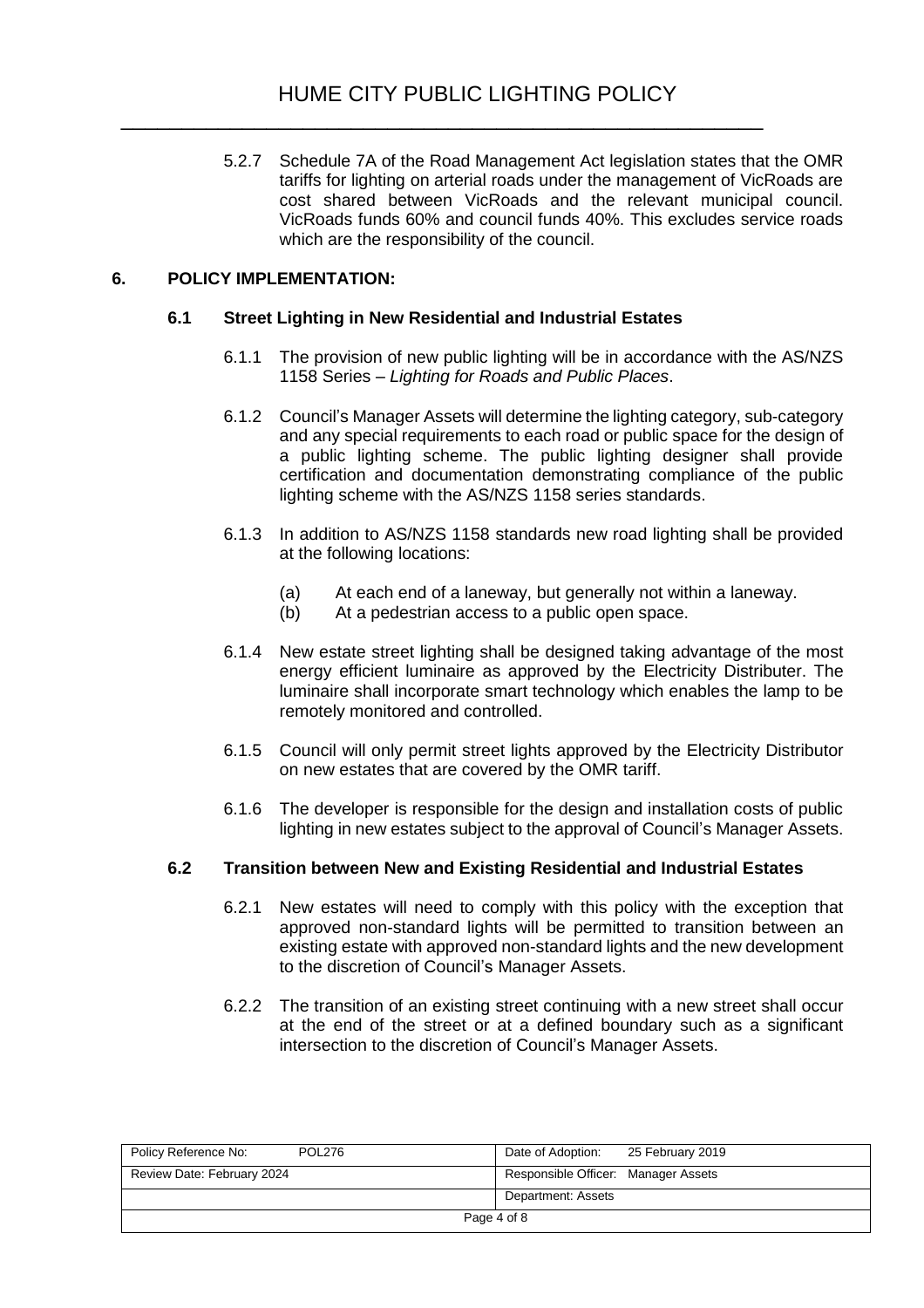5.2.7 Schedule 7A of the Road Management Act legislation states that the OMR tariffs for lighting on arterial roads under the management of VicRoads are cost shared between VicRoads and the relevant municipal council. VicRoads funds 60% and council funds 40%. This excludes service roads which are the responsibility of the council.

## 6. POLICY IMPLEMENTATION:

### 6.1 Street Lighting in New Residential and Industrial Estates

6.1.1 The provision of new public lighting will be in accordance with the AS/NZS 1158 Series – *Lighting for Roads and Public Places*.

6.1.2 Council's Manager Assets will determine the lighting category, sub-category and any special requirements to each road or public space for the design of a public lighting scheme. The public lighting designer shall provide certification and documentation demonstrating compliance of the public lighting scheme with the AS/NZS 1158 series standards.

6.1.3 In addition to AS/NZS 1158 standards new road lighting shall be provided at the following locations:

(a) At each end of a laneway, but generally not within a laneway.
(b) At a pedestrian access to a public open space.

6.1.4 New estate street lighting shall be designed taking advantage of the most energy efficient luminaire as approved by the Electricity Distributer. The luminaire shall incorporate smart technology which enables the lamp to be remotely monitored and controlled.

6.1.5 Council will only permit street lights approved by the Electricity Distributor on new estates that are covered by the OMR tariff.

6.1.6 The developer is responsible for the design and installation costs of public lighting in new estates subject to the approval of Council's Manager Assets.

### 6.2 Transition between New and Existing Residential and Industrial Estates

6.2.1 New estates will need to comply with this policy with the exception that approved non-standard lights will be permitted to transition between an existing estate with approved non-standard lights and the new development to the discretion of Council's Manager Assets.

6.2.2 The transition of an existing street continuing with a new street shall occur at the end of the street or at a defined boundary such as a significant intersection to the discretion of Council's Manager Assets.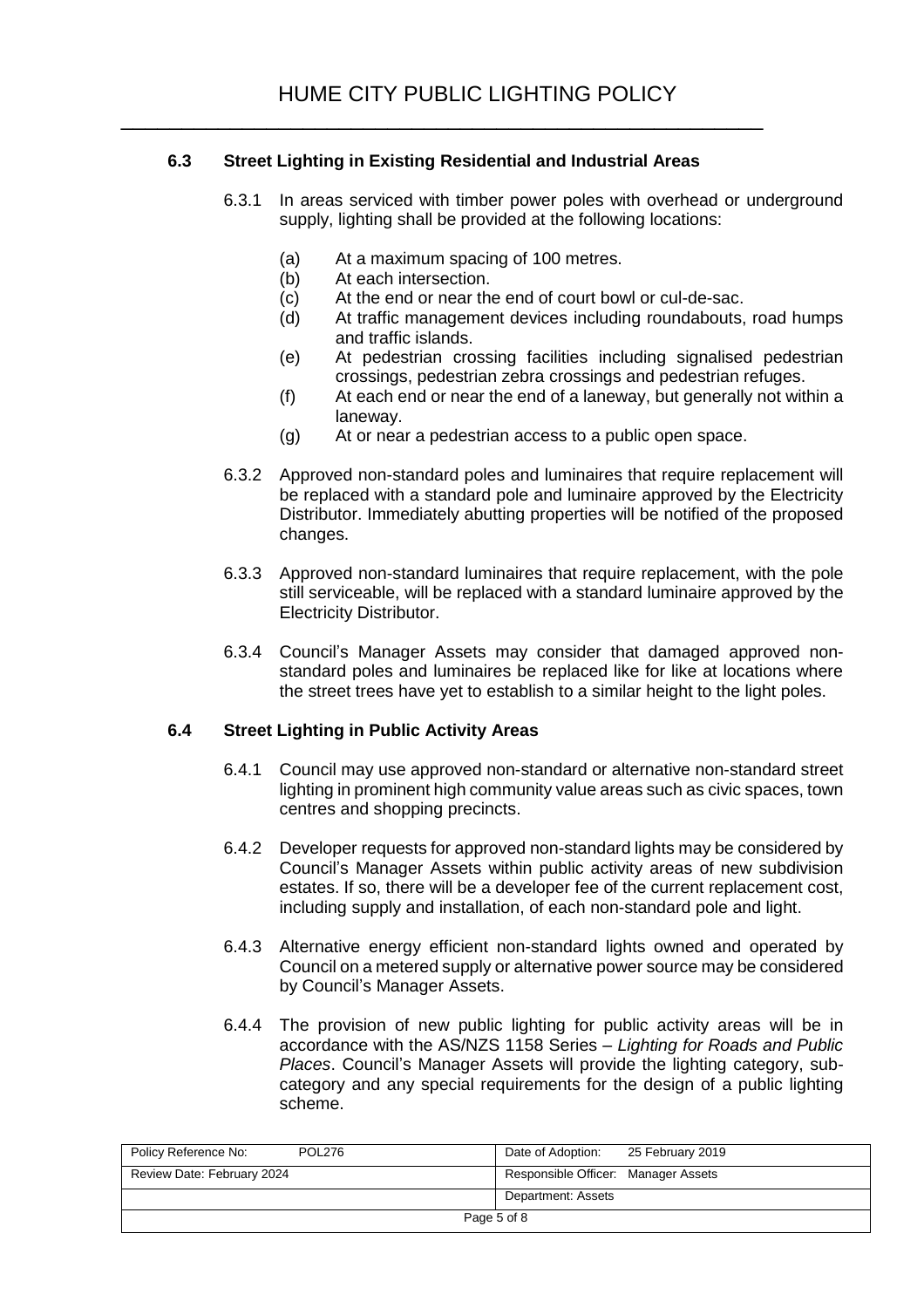### 6.3 Street Lighting in Existing Residential and Industrial Areas

6.3.1 In areas serviced with timber power poles with overhead or underground supply, lighting shall be provided at the following locations:

- (a) At a maximum spacing of 100 metres.
- (b) At each intersection.
- (c) At the end or near the end of court bowl or cul-de-sac.
- (d) At traffic management devices including roundabouts, road humps and traffic islands.
- (e) At pedestrian crossing facilities including signalised pedestrian crossings, pedestrian zebra crossings and pedestrian refuges.
- (f) At each end or near the end of a laneway, but generally not within a laneway.
- (g) At or near a pedestrian access to a public open space.

6.3.2 Approved non-standard poles and luminaires that require replacement will be replaced with a standard pole and luminaire approved by the Electricity Distributor. Immediately abutting properties will be notified of the proposed changes.

6.3.3 Approved non-standard luminaires that require replacement, with the pole still serviceable, will be replaced with a standard luminaire approved by the Electricity Distributor.

6.3.4 Council's Manager Assets may consider that damaged approved non-standard poles and luminaires be replaced like for like at locations where the street trees have yet to establish to a similar height to the light poles.

### 6.4 Street Lighting in Public Activity Areas

6.4.1 Council may use approved non-standard or alternative non-standard street lighting in prominent high community value areas such as civic spaces, town centres and shopping precincts.

6.4.2 Developer requests for approved non-standard lights may be considered by Council's Manager Assets within public activity areas of new subdivision estates. If so, there will be a developer fee of the current replacement cost, including supply and installation, of each non-standard pole and light.

6.4.3 Alternative energy efficient non-standard lights owned and operated by Council on a metered supply or alternative power source may be considered by Council's Manager Assets.

6.4.4 The provision of new public lighting for public activity areas will be in accordance with the AS/NZS 1158 Series – *Lighting for Roads and Public Places*. Council's Manager Assets will provide the lighting category, sub-category and any special requirements for the design of a public lighting scheme.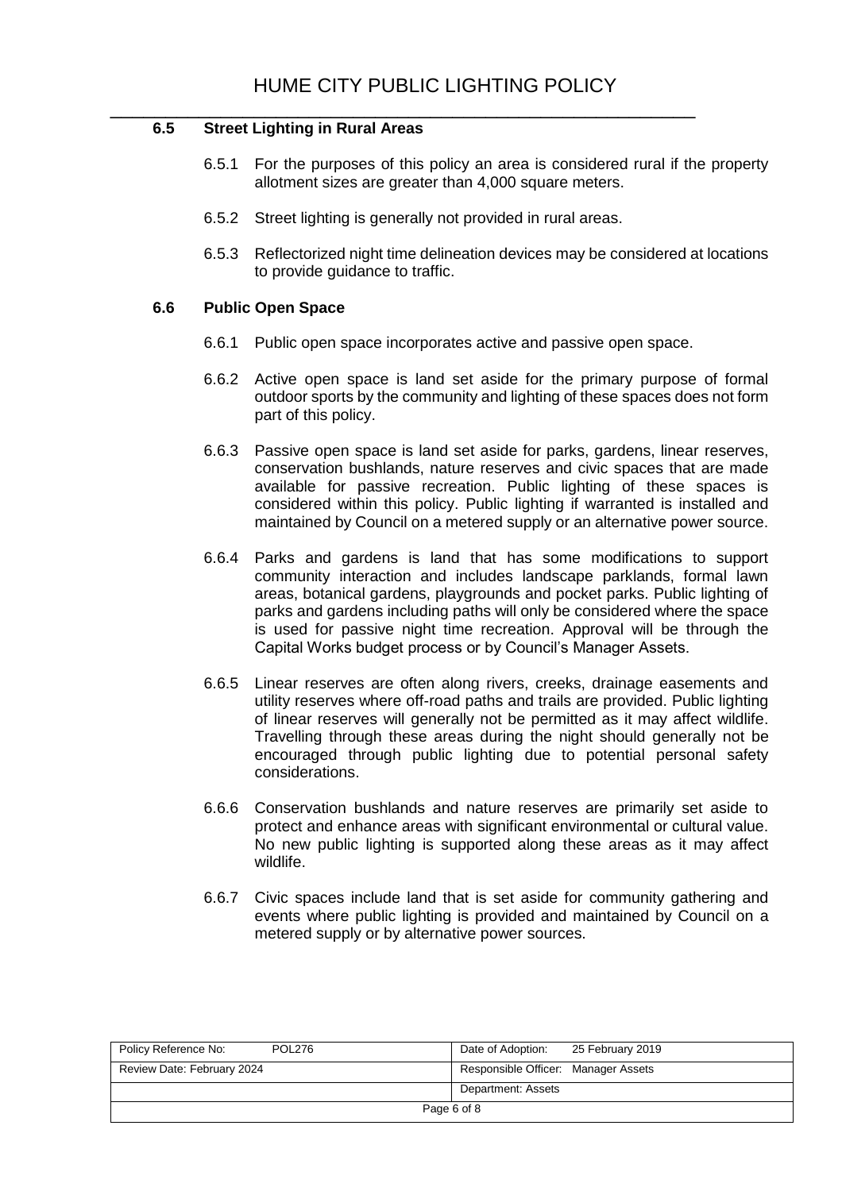### 6.5 Street Lighting in Rural Areas

6.5.1 For the purposes of this policy an area is considered rural if the property allotment sizes are greater than 4,000 square meters.

6.5.2 Street lighting is generally not provided in rural areas.

6.5.3 Reflectorized night time delineation devices may be considered at locations to provide guidance to traffic.

### 6.6 Public Open Space

6.6.1 Public open space incorporates active and passive open space.

6.6.2 Active open space is land set aside for the primary purpose of formal outdoor sports by the community and lighting of these spaces does not form part of this policy.

6.6.3 Passive open space is land set aside for parks, gardens, linear reserves, conservation bushlands, nature reserves and civic spaces that are made available for passive recreation. Public lighting of these spaces is considered within this policy. Public lighting if warranted is installed and maintained by Council on a metered supply or an alternative power source.

6.6.4 Parks and gardens is land that has some modifications to support community interaction and includes landscape parklands, formal lawn areas, botanical gardens, playgrounds and pocket parks. Public lighting of parks and gardens including paths will only be considered where the space is used for passive night time recreation. Approval will be through the Capital Works budget process or by Council's Manager Assets.

6.6.5 Linear reserves are often along rivers, creeks, drainage easements and utility reserves where off-road paths and trails are provided. Public lighting of linear reserves will generally not be permitted as it may affect wildlife. Travelling through these areas during the night should generally not be encouraged through public lighting due to potential personal safety considerations.

6.6.6 Conservation bushlands and nature reserves are primarily set aside to protect and enhance areas with significant environmental or cultural value. No new public lighting is supported along these areas as it may affect wildlife.

6.6.7 Civic spaces include land that is set aside for community gathering and events where public lighting is provided and maintained by Council on a metered supply or by alternative power sources.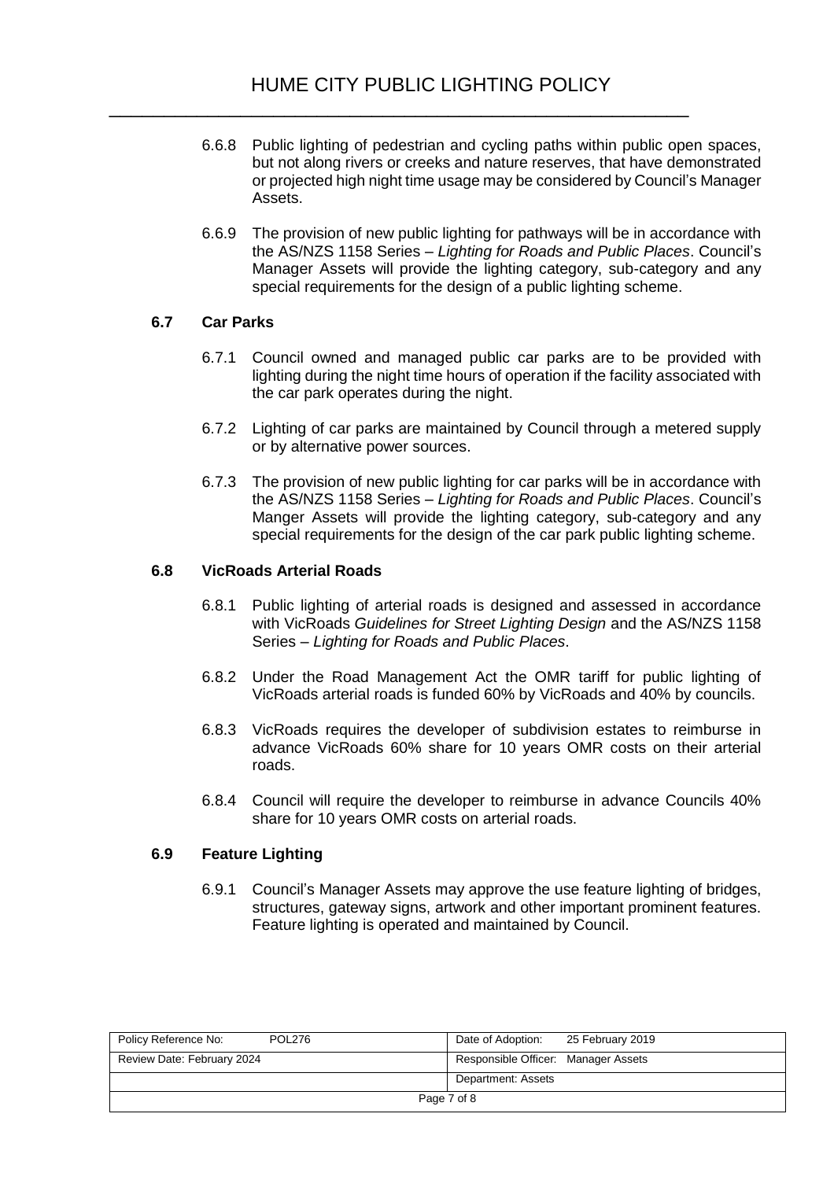6.6.8 Public lighting of pedestrian and cycling paths within public open spaces, but not along rivers or creeks and nature reserves, that have demonstrated or projected high night time usage may be considered by Council's Manager Assets.

6.6.9 The provision of new public lighting for pathways will be in accordance with the AS/NZS 1158 Series – *Lighting for Roads and Public Places*. Council's Manager Assets will provide the lighting category, sub-category and any special requirements for the design of a public lighting scheme.

### 6.7 Car Parks

6.7.1 Council owned and managed public car parks are to be provided with lighting during the night time hours of operation if the facility associated with the car park operates during the night.

6.7.2 Lighting of car parks are maintained by Council through a metered supply or by alternative power sources.

6.7.3 The provision of new public lighting for car parks will be in accordance with the AS/NZS 1158 Series – *Lighting for Roads and Public Places*. Council's Manger Assets will provide the lighting category, sub-category and any special requirements for the design of the car park public lighting scheme.

### 6.8 VicRoads Arterial Roads

6.8.1 Public lighting of arterial roads is designed and assessed in accordance with VicRoads *Guidelines for Street Lighting Design* and the AS/NZS 1158 Series – *Lighting for Roads and Public Places*.

6.8.2 Under the Road Management Act the OMR tariff for public lighting of VicRoads arterial roads is funded 60% by VicRoads and 40% by councils.

6.8.3 VicRoads requires the developer of subdivision estates to reimburse in advance VicRoads 60% share for 10 years OMR costs on their arterial roads.

6.8.4 Council will require the developer to reimburse in advance Councils 40% share for 10 years OMR costs on arterial roads.

### 6.9 Feature Lighting

6.9.1 Council's Manager Assets may approve the use feature lighting of bridges, structures, gateway signs, artwork and other important prominent features. Feature lighting is operated and maintained by Council.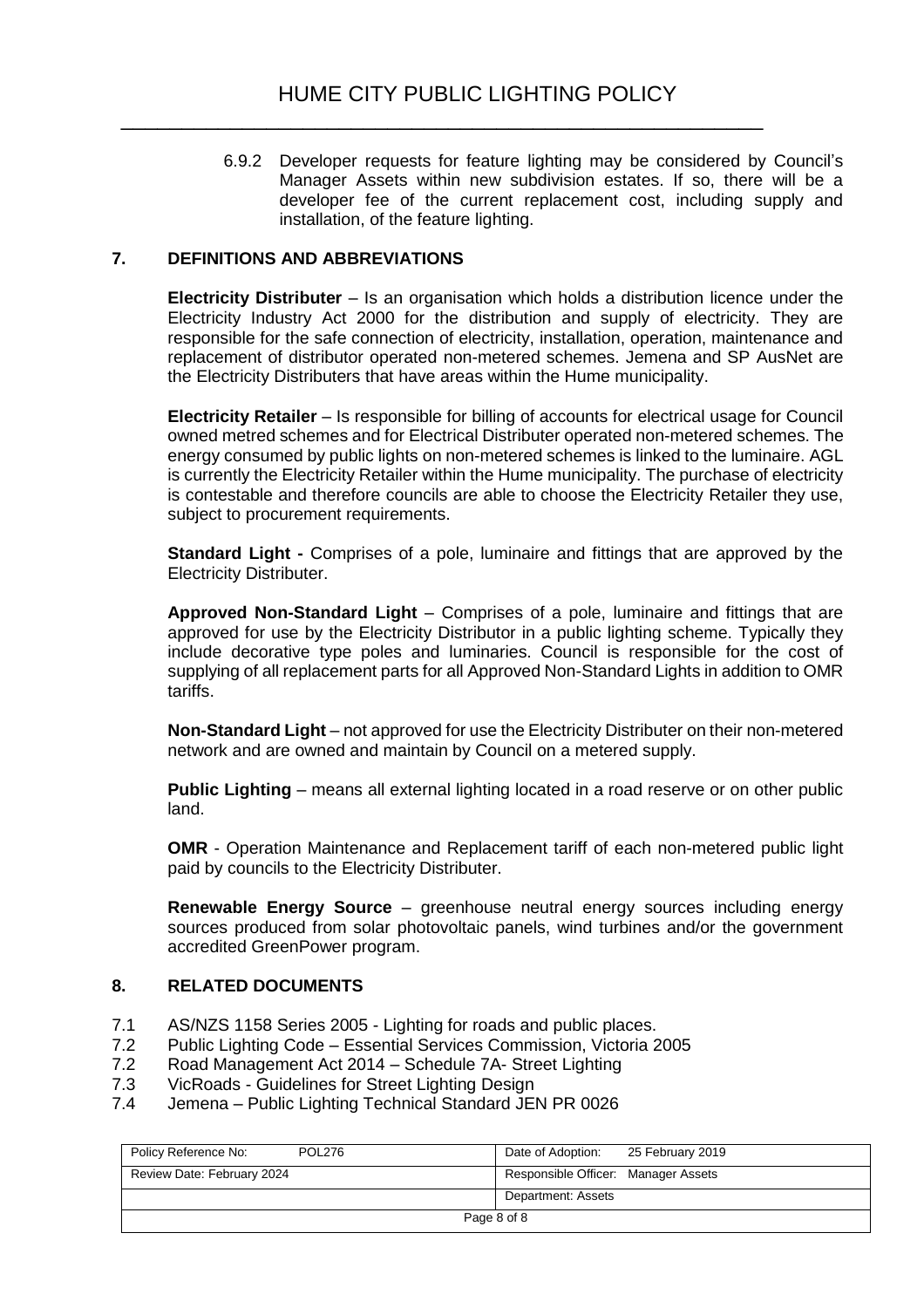6.9.2 Developer requests for feature lighting may be considered by Council's Manager Assets within new subdivision estates. If so, there will be a developer fee of the current replacement cost, including supply and installation, of the feature lighting.

## 7. DEFINITIONS AND ABBREVIATIONS

**Electricity Distributer** – Is an organisation which holds a distribution licence under the Electricity Industry Act 2000 for the distribution and supply of electricity. They are responsible for the safe connection of electricity, installation, operation, maintenance and replacement of distributor operated non-metered schemes. Jemena and SP AusNet are the Electricity Distributers that have areas within the Hume municipality.

**Electricity Retailer** – Is responsible for billing of accounts for electrical usage for Council owned metred schemes and for Electrical Distributer operated non-metered schemes. The energy consumed by public lights on non-metered schemes is linked to the luminaire. AGL is currently the Electricity Retailer within the Hume municipality. The purchase of electricity is contestable and therefore councils are able to choose the Electricity Retailer they use, subject to procurement requirements.

**Standard Light -** Comprises of a pole, luminaire and fittings that are approved by the Electricity Distributer.

**Approved Non-Standard Light** – Comprises of a pole, luminaire and fittings that are approved for use by the Electricity Distributor in a public lighting scheme. Typically they include decorative type poles and luminaries. Council is responsible for the cost of supplying of all replacement parts for all Approved Non-Standard Lights in addition to OMR tariffs.

**Non-Standard Light** – not approved for use the Electricity Distributer on their non-metered network and are owned and maintain by Council on a metered supply.

**Public Lighting** – means all external lighting located in a road reserve or on other public land.

**OMR** - Operation Maintenance and Replacement tariff of each non-metered public light paid by councils to the Electricity Distributer.

**Renewable Energy Source** – greenhouse neutral energy sources including energy sources produced from solar photovoltaic panels, wind turbines and/or the government accredited GreenPower program.

## 8. RELATED DOCUMENTS

7.1 AS/NZS 1158 Series 2005 - Lighting for roads and public places.
7.2 Public Lighting Code – Essential Services Commission, Victoria 2005
7.2 Road Management Act 2014 – Schedule 7A- Street Lighting
7.3 VicRoads - Guidelines for Street Lighting Design
7.4 Jemena – Public Lighting Technical Standard JEN PR 0026

| | |
|---|---|
| Policy Reference No: POL276 | Date of Adoption: 25 February 2019 |
| Review Date: February 2024 | Responsible Officer: Manager Assets |
| | Department: Assets |